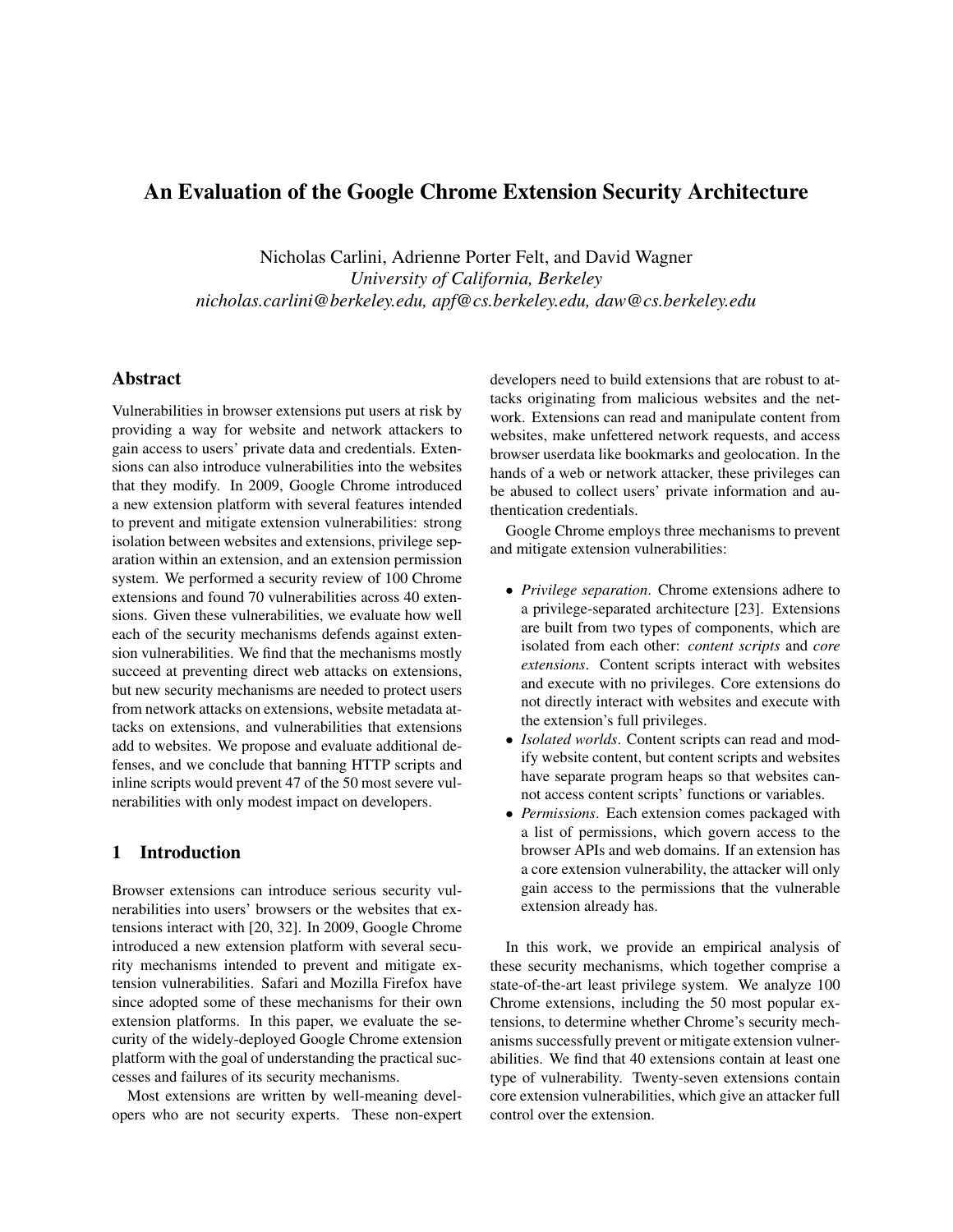# An Evaluation of the Google Chrome Extension Security Architecture

Nicholas Carlini, Adrienne Porter Felt, and David Wagner
*University of California, Berkeley*
*nicholas.carlini@berkeley.edu, apf@cs.berkeley.edu, daw@cs.berkeley.edu*

## Abstract

Vulnerabilities in browser extensions put users at risk by providing a way for website and network attackers to gain access to users' private data and credentials. Extensions can also introduce vulnerabilities into the websites that they modify. In 2009, Google Chrome introduced a new extension platform with several features intended to prevent and mitigate extension vulnerabilities: strong isolation between websites and extensions, privilege separation within an extension, and an extension permission system. We performed a security review of 100 Chrome extensions and found 70 vulnerabilities across 40 extensions. Given these vulnerabilities, we evaluate how well each of the security mechanisms defends against extension vulnerabilities. We find that the mechanisms mostly succeed at preventing direct web attacks on extensions, but new security mechanisms are needed to protect users from network attacks on extensions, website metadata attacks on extensions, and vulnerabilities that extensions add to websites. We propose and evaluate additional defenses, and we conclude that banning HTTP scripts and inline scripts would prevent 47 of the 50 most severe vulnerabilities with only modest impact on developers.

## 1 Introduction

Browser extensions can introduce serious security vulnerabilities into users' browsers or the websites that extensions interact with [20, 32]. In 2009, Google Chrome introduced a new extension platform with several security mechanisms intended to prevent and mitigate extension vulnerabilities. Safari and Mozilla Firefox have since adopted some of these mechanisms for their own extension platforms. In this paper, we evaluate the security of the widely-deployed Google Chrome extension platform with the goal of understanding the practical successes and failures of its security mechanisms.

Most extensions are written by well-meaning developers who are not security experts. These non-expert developers need to build extensions that are robust to attacks originating from malicious websites and the network. Extensions can read and manipulate content from websites, make unfettered network requests, and access browser userdata like bookmarks and geolocation. In the hands of a web or network attacker, these privileges can be abused to collect users' private information and authentication credentials.

Google Chrome employs three mechanisms to prevent and mitigate extension vulnerabilities:

- *Privilege separation*. Chrome extensions adhere to a privilege-separated architecture [23]. Extensions are built from two types of components, which are isolated from each other: *content scripts* and *core extensions*. Content scripts interact with websites and execute with no privileges. Core extensions do not directly interact with websites and execute with the extension's full privileges.
- *Isolated worlds*. Content scripts can read and modify website content, but content scripts and websites have separate program heaps so that websites cannot access content scripts' functions or variables.
- *Permissions*. Each extension comes packaged with a list of permissions, which govern access to the browser APIs and web domains. If an extension has a core extension vulnerability, the attacker will only gain access to the permissions that the vulnerable extension already has.

In this work, we provide an empirical analysis of these security mechanisms, which together comprise a state-of-the-art least privilege system. We analyze 100 Chrome extensions, including the 50 most popular extensions, to determine whether Chrome's security mechanisms successfully prevent or mitigate extension vulnerabilities. We find that 40 extensions contain at least one type of vulnerability. Twenty-seven extensions contain core extension vulnerabilities, which give an attacker full control over the extension.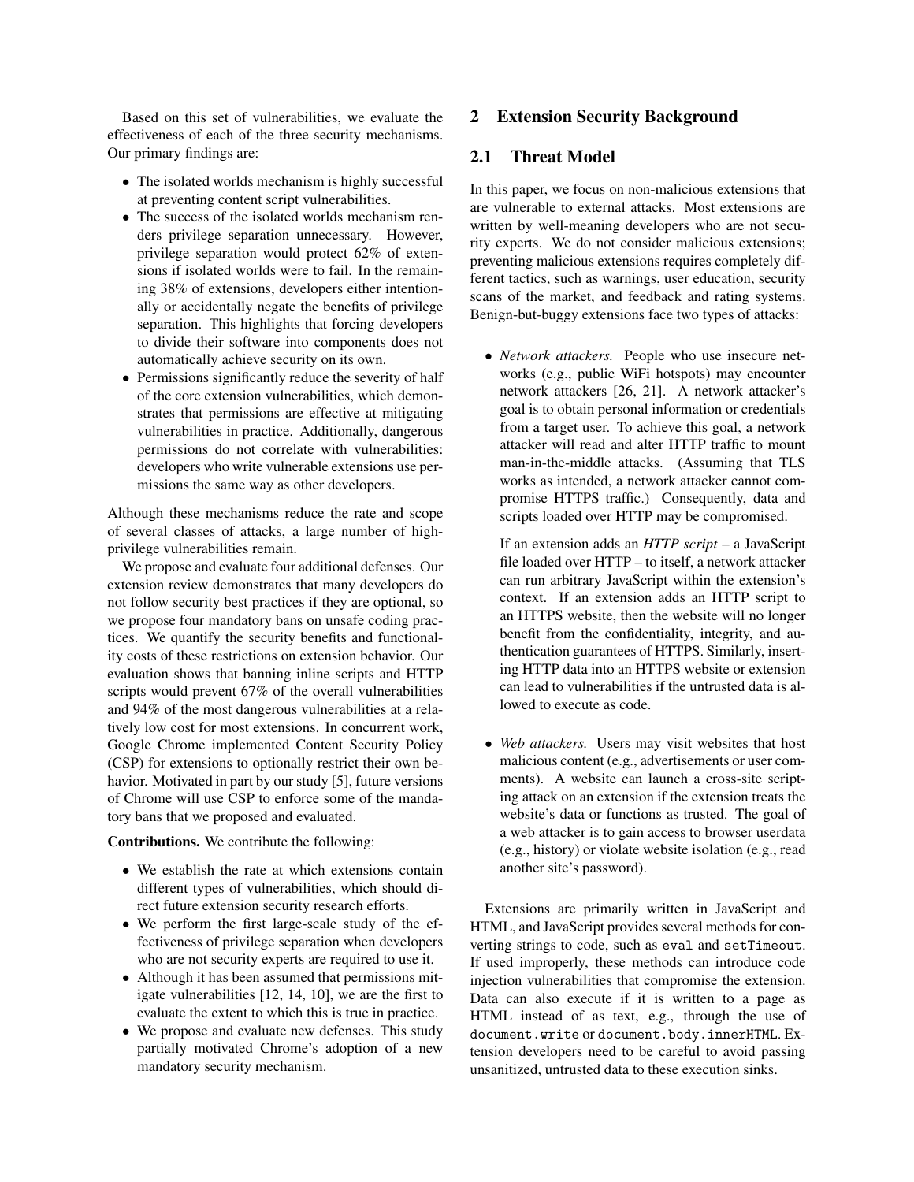Based on this set of vulnerabilities, we evaluate the effectiveness of each of the three security mechanisms. Our primary findings are:

- The isolated worlds mechanism is highly successful at preventing content script vulnerabilities.
- The success of the isolated worlds mechanism renders privilege separation unnecessary. However, privilege separation would protect 62% of extensions if isolated worlds were to fail. In the remaining 38% of extensions, developers either intentionally or accidentally negate the benefits of privilege separation. This highlights that forcing developers to divide their software into components does not automatically achieve security on its own.
- Permissions significantly reduce the severity of half of the core extension vulnerabilities, which demonstrates that permissions are effective at mitigating vulnerabilities in practice. Additionally, dangerous permissions do not correlate with vulnerabilities: developers who write vulnerable extensions use permissions the same way as other developers.

Although these mechanisms reduce the rate and scope of several classes of attacks, a large number of high-privilege vulnerabilities remain.

We propose and evaluate four additional defenses. Our extension review demonstrates that many developers do not follow security best practices if they are optional, so we propose four mandatory bans on unsafe coding practices. We quantify the security benefits and functionality costs of these restrictions on extension behavior. Our evaluation shows that banning inline scripts and HTTP scripts would prevent 67% of the overall vulnerabilities and 94% of the most dangerous vulnerabilities at a relatively low cost for most extensions. In concurrent work, Google Chrome implemented Content Security Policy (CSP) for extensions to optionally restrict their own behavior. Motivated in part by our study [5], future versions of Chrome will use CSP to enforce some of the mandatory bans that we proposed and evaluated.

**Contributions.** We contribute the following:

- We establish the rate at which extensions contain different types of vulnerabilities, which should direct future extension security research efforts.
- We perform the first large-scale study of the effectiveness of privilege separation when developers who are not security experts are required to use it.
- Although it has been assumed that permissions mitigate vulnerabilities [12, 14, 10], we are the first to evaluate the extent to which this is true in practice.
- We propose and evaluate new defenses. This study partially motivated Chrome's adoption of a new mandatory security mechanism.

## 2 Extension Security Background

### 2.1 Threat Model

In this paper, we focus on non-malicious extensions that are vulnerable to external attacks. Most extensions are written by well-meaning developers who are not security experts. We do not consider malicious extensions; preventing malicious extensions requires completely different tactics, such as warnings, user education, security scans of the market, and feedback and rating systems. Benign-but-buggy extensions face two types of attacks:

- *Network attackers.* People who use insecure networks (e.g., public WiFi hotspots) may encounter network attackers [26, 21]. A network attacker's goal is to obtain personal information or credentials from a target user. To achieve this goal, a network attacker will read and alter HTTP traffic to mount man-in-the-middle attacks. (Assuming that TLS works as intended, a network attacker cannot compromise HTTPS traffic.) Consequently, data and scripts loaded over HTTP may be compromised.

  If an extension adds an *HTTP script* – a JavaScript file loaded over HTTP – to itself, a network attacker can run arbitrary JavaScript within the extension's context. If an extension adds an HTTP script to an HTTPS website, then the website will no longer benefit from the confidentiality, integrity, and authentication guarantees of HTTPS. Similarly, inserting HTTP data into an HTTPS website or extension can lead to vulnerabilities if the untrusted data is allowed to execute as code.

- *Web attackers.* Users may visit websites that host malicious content (e.g., advertisements or user comments). A website can launch a cross-site scripting attack on an extension if the extension treats the website's data or functions as trusted. The goal of a web attacker is to gain access to browser userdata (e.g., history) or violate website isolation (e.g., read another site's password).

Extensions are primarily written in JavaScript and HTML, and JavaScript provides several methods for converting strings to code, such as `eval` and `setTimeout`. If used improperly, these methods can introduce code injection vulnerabilities that compromise the extension. Data can also execute if it is written to a page as HTML instead of as text, e.g., through the use of `document.write` or `document.body.innerHTML`. Extension developers need to be careful to avoid passing unsanitized, untrusted data to these execution sinks.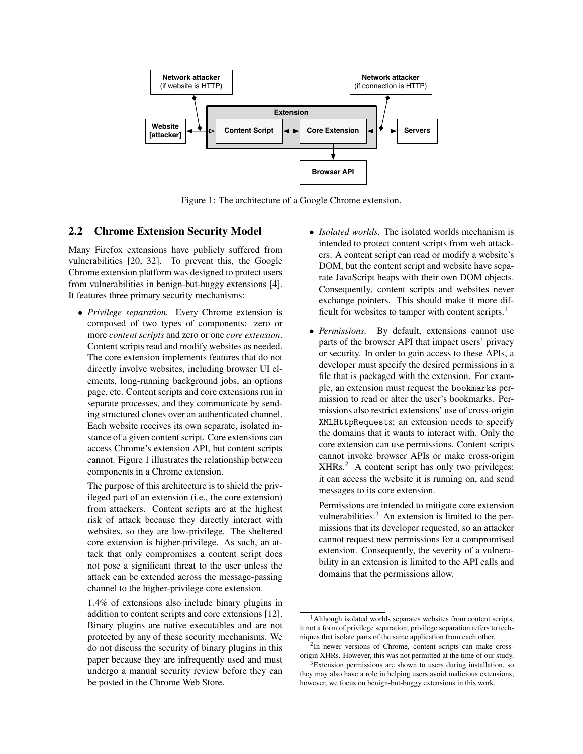Figure 1: The architecture of a Google Chrome extension.

## 2.2 Chrome Extension Security Model

Many Firefox extensions have publicly suffered from vulnerabilities [20, 32]. To prevent this, the Google Chrome extension platform was designed to protect users from vulnerabilities in benign-but-buggy extensions [4]. It features three primary security mechanisms:

- *Privilege separation.* Every Chrome extension is composed of two types of components: zero or more *content scripts* and zero or one *core extension*. Content scripts read and modify websites as needed. The core extension implements features that do not directly involve websites, including browser UI elements, long-running background jobs, an options page, etc. Content scripts and core extensions run in separate processes, and they communicate by sending structured clones over an authenticated channel. Each website receives its own separate, isolated instance of a given content script. Core extensions can access Chrome's extension API, but content scripts cannot. Figure 1 illustrates the relationship between components in a Chrome extension.

  The purpose of this architecture is to shield the privileged part of an extension (i.e., the core extension) from attackers. Content scripts are at the highest risk of attack because they directly interact with websites, so they are low-privilege. The sheltered core extension is higher-privilege. As such, an attack that only compromises a content script does not pose a significant threat to the user unless the attack can be extended across the message-passing channel to the higher-privilege core extension.

  1.4% of extensions also include binary plugins in addition to content scripts and core extensions [12]. Binary plugins are native executables and are not protected by any of these security mechanisms. We do not discuss the security of binary plugins in this paper because they are infrequently used and must undergo a manual security review before they can be posted in the Chrome Web Store.

- *Isolated worlds.* The isolated worlds mechanism is intended to protect content scripts from web attackers. A content script can read or modify a website's DOM, but the content script and website have separate JavaScript heaps with their own DOM objects. Consequently, content scripts and websites never exchange pointers. This should make it more difficult for websites to tamper with content scripts.[1]

- *Permissions.* By default, extensions cannot use parts of the browser API that impact users' privacy or security. In order to gain access to these APIs, a developer must specify the desired permissions in a file that is packaged with the extension. For example, an extension must request the `bookmarks` permission to read or alter the user's bookmarks. Permissions also restrict extensions' use of cross-origin `XMLHttpRequests`; an extension needs to specify the domains that it wants to interact with. Only the core extension can use permissions. Content scripts cannot invoke browser APIs or make cross-origin XHRs.[2] A content script has only two privileges: it can access the website it is running on, and send messages to its core extension.

  Permissions are intended to mitigate core extension vulnerabilities.[3] An extension is limited to the permissions that its developer requested, so an attacker cannot request new permissions for a compromised extension. Consequently, the severity of a vulnerability in an extension is limited to the API calls and domains that the permissions allow.

---

[1] Although isolated worlds separates websites from content scripts, it not a form of privilege separation; privilege separation refers to techniques that isolate parts of the same application from each other.

[2] In newer versions of Chrome, content scripts can make cross-origin XHRs. However, this was not permitted at the time of our study.

[3] Extension permissions are shown to users during installation, so they may also have a role in helping users avoid malicious extensions; however, we focus on benign-but-buggy extensions in this work.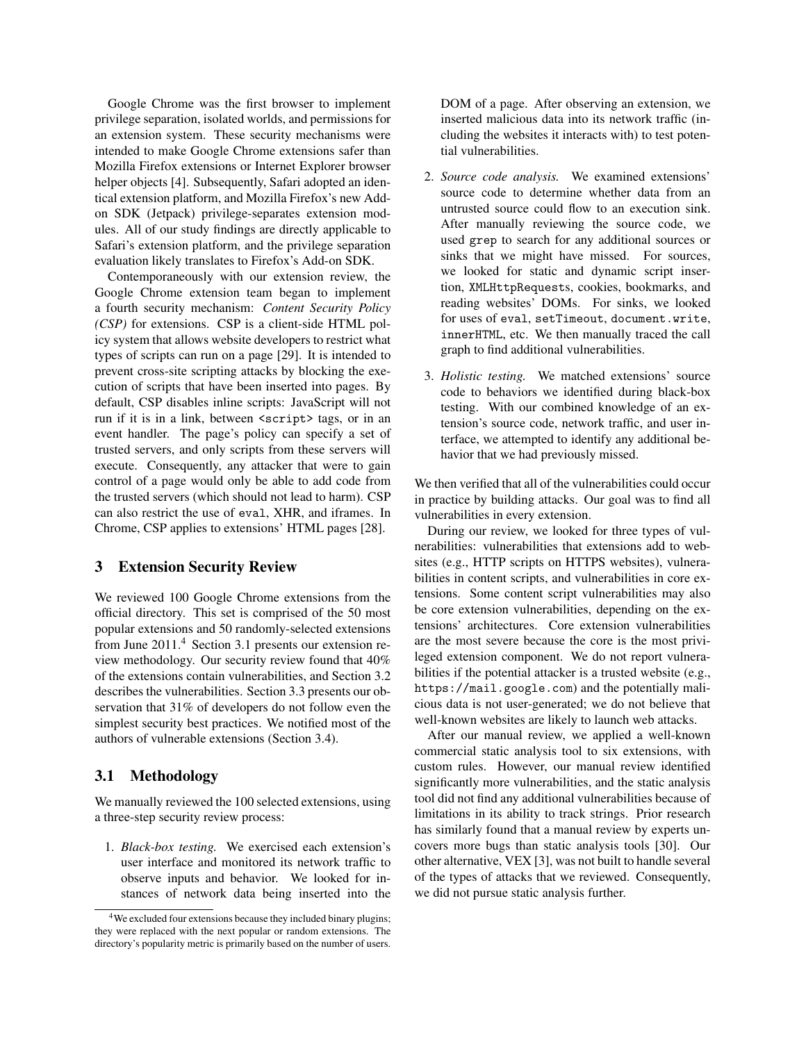Google Chrome was the first browser to implement privilege separation, isolated worlds, and permissions for an extension system. These security mechanisms were intended to make Google Chrome extensions safer than Mozilla Firefox extensions or Internet Explorer browser helper objects [4]. Subsequently, Safari adopted an identical extension platform, and Mozilla Firefox's new Add-on SDK (Jetpack) privilege-separates extension modules. All of our study findings are directly applicable to Safari's extension platform, and the privilege separation evaluation likely translates to Firefox's Add-on SDK.

Contemporaneously with our extension review, the Google Chrome extension team began to implement a fourth security mechanism: *Content Security Policy (CSP)* for extensions. CSP is a client-side HTML policy system that allows website developers to restrict what types of scripts can run on a page [29]. It is intended to prevent cross-site scripting attacks by blocking the execution of scripts that have been inserted into pages. By default, CSP disables inline scripts: JavaScript will not run if it is in a link, between `<script>` tags, or in an event handler. The page's policy can specify a set of trusted servers, and only scripts from these servers will execute. Consequently, any attacker that were to gain control of a page would only be able to add code from the trusted servers (which should not lead to harm). CSP can also restrict the use of `eval`, XHR, and iframes. In Chrome, CSP applies to extensions' HTML pages [28].

## 3 Extension Security Review

We reviewed 100 Google Chrome extensions from the official directory. This set is comprised of the 50 most popular extensions and 50 randomly-selected extensions from June 2011.[4] Section 3.1 presents our extension review methodology. Our security review found that 40% of the extensions contain vulnerabilities, and Section 3.2 describes the vulnerabilities. Section 3.3 presents our observation that 31% of developers do not follow even the simplest security best practices. We notified most of the authors of vulnerable extensions (Section 3.4).

### 3.1 Methodology

We manually reviewed the 100 selected extensions, using a three-step security review process:

1. *Black-box testing.* We exercised each extension's user interface and monitored its network traffic to observe inputs and behavior. We looked for instances of network data being inserted into the DOM of a page. After observing an extension, we inserted malicious data into its network traffic (including the websites it interacts with) to test potential vulnerabilities.

2. *Source code analysis.* We examined extensions' source code to determine whether data from an untrusted source could flow to an execution sink. After manually reviewing the source code, we used `grep` to search for any additional sources or sinks that we might have missed. For sources, we looked for static and dynamic script insertion, `XMLHttpRequests`, cookies, bookmarks, and reading websites' DOMs. For sinks, we looked for uses of `eval`, `setTimeout`, `document.write`, `innerHTML`, etc. We then manually traced the call graph to find additional vulnerabilities.

3. *Holistic testing.* We matched extensions' source code to behaviors we identified during black-box testing. With our combined knowledge of an extension's source code, network traffic, and user interface, we attempted to identify any additional behavior that we had previously missed.

We then verified that all of the vulnerabilities could occur in practice by building attacks. Our goal was to find all vulnerabilities in every extension.

During our review, we looked for three types of vulnerabilities: vulnerabilities that extensions add to websites (e.g., HTTP scripts on HTTPS websites), vulnerabilities in content scripts, and vulnerabilities in core extensions. Some content script vulnerabilities may also be core extension vulnerabilities, depending on the extensions' architectures. Core extension vulnerabilities are the most severe because the core is the most privileged extension component. We do not report vulnerabilities if the potential attacker is a trusted website (e.g., `https://mail.google.com`) and the potentially malicious data is not user-generated; we do not believe that well-known websites are likely to launch web attacks.

After our manual review, we applied a well-known commercial static analysis tool to six extensions, with custom rules. However, our manual review identified significantly more vulnerabilities, and the static analysis tool did not find any additional vulnerabilities because of limitations in its ability to track strings. Prior research has similarly found that a manual review by experts uncovers more bugs than static analysis tools [30]. Our other alternative, VEX [3], was not built to handle several of the types of attacks that we reviewed. Consequently, we did not pursue static analysis further.

[4] We excluded four extensions because they included binary plugins; they were replaced with the next popular or random extensions. The directory's popularity metric is primarily based on the number of users.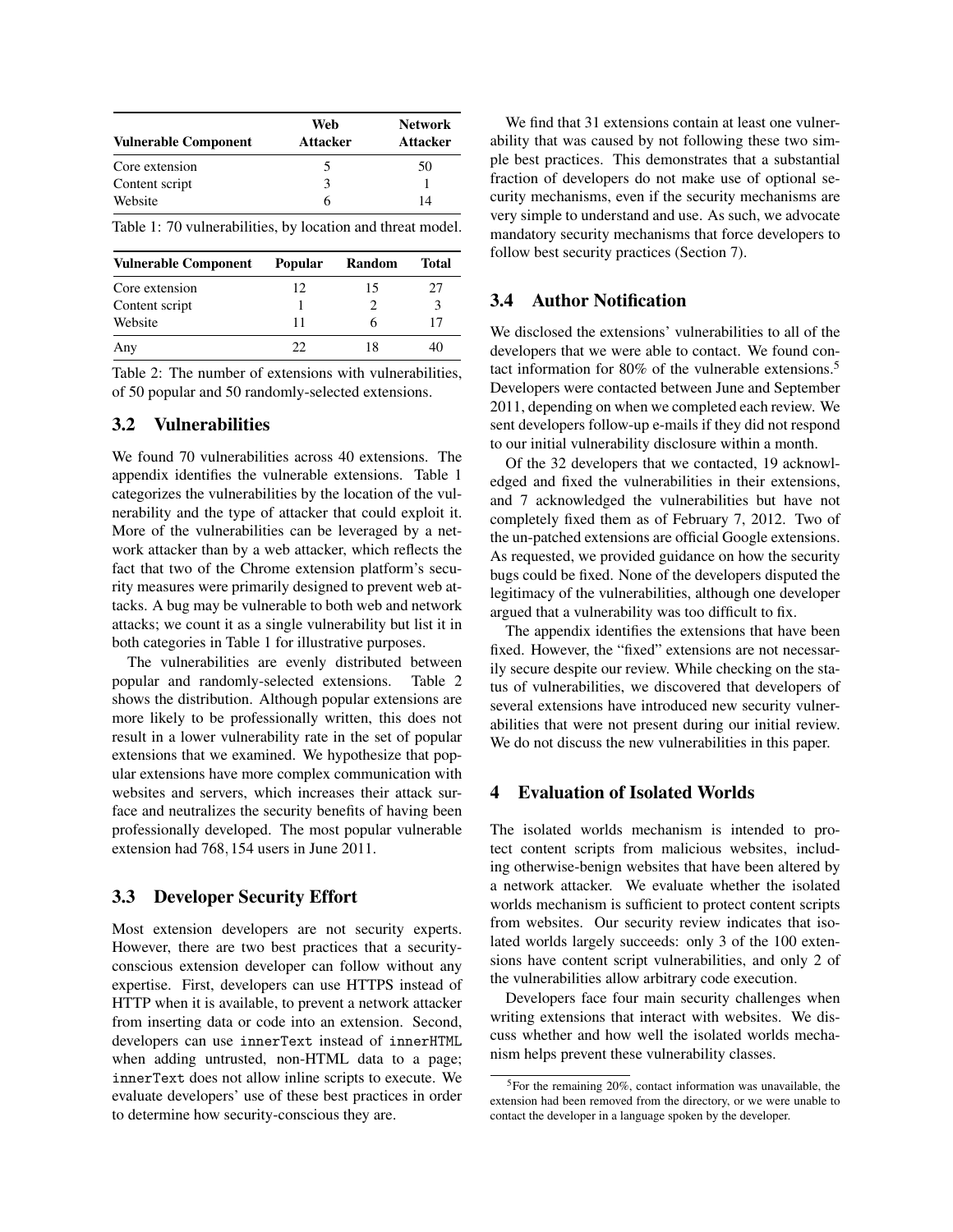| Vulnerable Component | Web Attacker | Network Attacker |
|---|---|---|
| Core extension | 5 | 50 |
| Content script | 3 | 1 |
| Website | 6 | 14 |

Table 1: 70 vulnerabilities, by location and threat model.

| Vulnerable Component | Popular | Random | Total |
|---|---|---|---|
| Core extension | 12 | 15 | 27 |
| Content script | 1 | 2 | 3 |
| Website | 11 | 6 | 17 |
| Any | 22 | 18 | 40 |

Table 2: The number of extensions with vulnerabilities, of 50 popular and 50 randomly-selected extensions.

### 3.2 Vulnerabilities

We found 70 vulnerabilities across 40 extensions. The appendix identifies the vulnerable extensions. Table 1 categorizes the vulnerabilities by the location of the vulnerability and the type of attacker that could exploit it. More of the vulnerabilities can be leveraged by a network attacker than by a web attacker, which reflects the fact that two of the Chrome extension platform's security measures were primarily designed to prevent web attacks. A bug may be vulnerable to both web and network attacks; we count it as a single vulnerability but list it in both categories in Table 1 for illustrative purposes.

The vulnerabilities are evenly distributed between popular and randomly-selected extensions. Table 2 shows the distribution. Although popular extensions are more likely to be professionally written, this does not result in a lower vulnerability rate in the set of popular extensions that we examined. We hypothesize that popular extensions have more complex communication with websites and servers, which increases their attack surface and neutralizes the security benefits of having been professionally developed. The most popular vulnerable extension had 768,154 users in June 2011.

### 3.3 Developer Security Effort

Most extension developers are not security experts. However, there are two best practices that a security-conscious extension developer can follow without any expertise. First, developers can use HTTPS instead of HTTP when it is available, to prevent a network attacker from inserting data or code into an extension. Second, developers can use `innerText` instead of `innerHTML` when adding untrusted, non-HTML data to a page; `innerText` does not allow inline scripts to execute. We evaluate developers' use of these best practices in order to determine how security-conscious they are.

We find that 31 extensions contain at least one vulnerability that was caused by not following these two simple best practices. This demonstrates that a substantial fraction of developers do not make use of optional security mechanisms, even if the security mechanisms are very simple to understand and use. As such, we advocate mandatory security mechanisms that force developers to follow best security practices (Section 7).

### 3.4 Author Notification

We disclosed the extensions' vulnerabilities to all of the developers that we were able to contact. We found contact information for 80% of the vulnerable extensions.[5] Developers were contacted between June and September 2011, depending on when we completed each review. We sent developers follow-up e-mails if they did not respond to our initial vulnerability disclosure within a month.

Of the 32 developers that we contacted, 19 acknowledged and fixed the vulnerabilities in their extensions, and 7 acknowledged the vulnerabilities but have not completely fixed them as of February 7, 2012. Two of the un-patched extensions are official Google extensions. As requested, we provided guidance on how the security bugs could be fixed. None of the developers disputed the legitimacy of the vulnerabilities, although one developer argued that a vulnerability was too difficult to fix.

The appendix identifies the extensions that have been fixed. However, the "fixed" extensions are not necessarily secure despite our review. While checking on the status of vulnerabilities, we discovered that developers of several extensions have introduced new security vulnerabilities that were not present during our initial review. We do not discuss the new vulnerabilities in this paper.

## 4 Evaluation of Isolated Worlds

The isolated worlds mechanism is intended to protect content scripts from malicious websites, including otherwise-benign websites that have been altered by a network attacker. We evaluate whether the isolated worlds mechanism is sufficient to protect content scripts from websites. Our security review indicates that isolated worlds largely succeeds: only 3 of the 100 extensions have content script vulnerabilities, and only 2 of the vulnerabilities allow arbitrary code execution.

Developers face four main security challenges when writing extensions that interact with websites. We discuss whether and how well the isolated worlds mechanism helps prevent these vulnerability classes.

[5] For the remaining 20%, contact information was unavailable, the extension had been removed from the directory, or we were unable to contact the developer in a language spoken by the developer.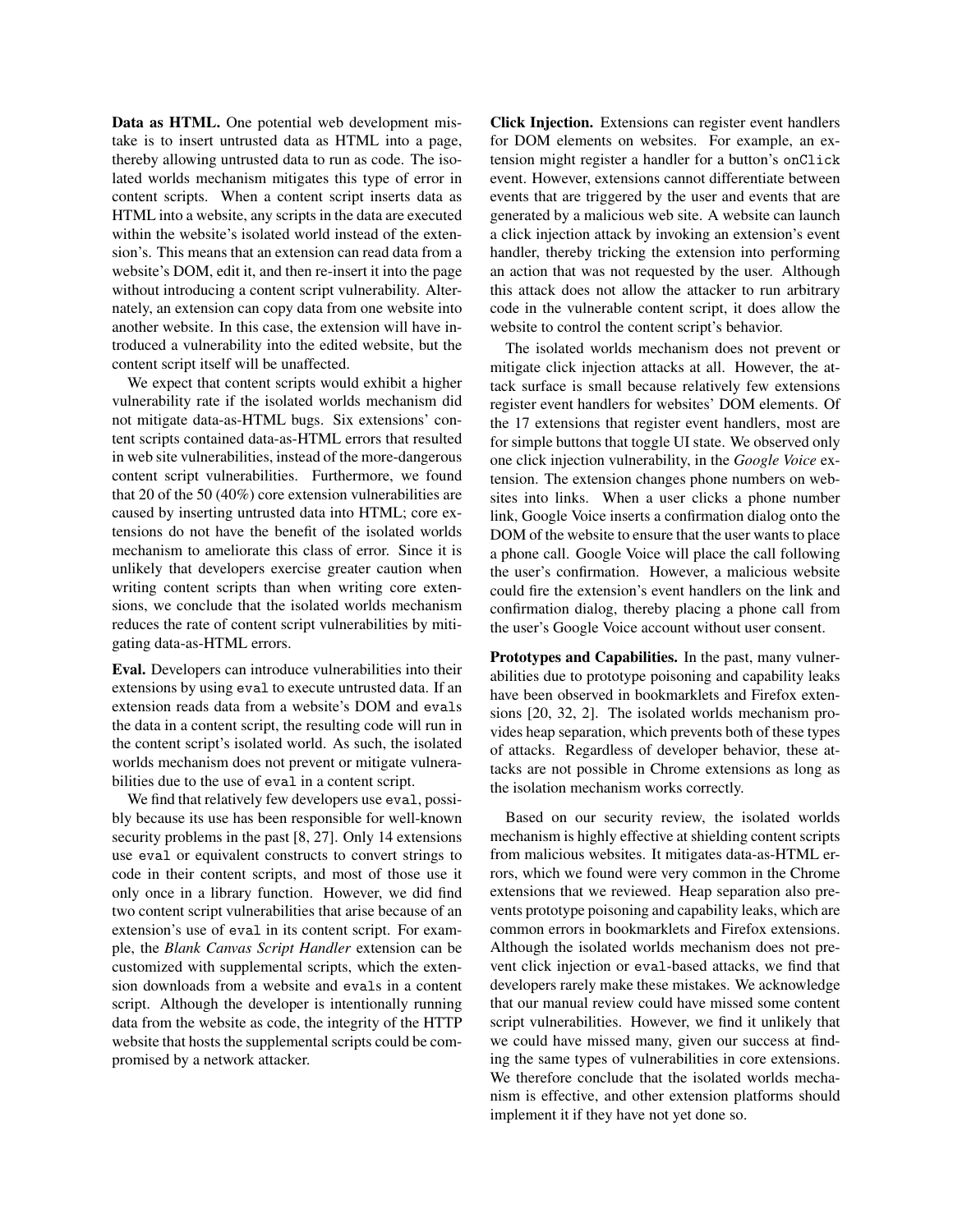**Data as HTML.** One potential web development mistake is to insert untrusted data as HTML into a page, thereby allowing untrusted data to run as code. The isolated worlds mechanism mitigates this type of error in content scripts. When a content script inserts data as HTML into a website, any scripts in the data are executed within the website's isolated world instead of the extension's. This means that an extension can read data from a website's DOM, edit it, and then re-insert it into the page without introducing a content script vulnerability. Alternately, an extension can copy data from one website into another website. In this case, the extension will have introduced a vulnerability into the edited website, but the content script itself will be unaffected.

We expect that content scripts would exhibit a higher vulnerability rate if the isolated worlds mechanism did not mitigate data-as-HTML bugs. Six extensions' content scripts contained data-as-HTML errors that resulted in web site vulnerabilities, instead of the more-dangerous content script vulnerabilities. Furthermore, we found that 20 of the 50 (40%) core extension vulnerabilities are caused by inserting untrusted data into HTML; core extensions do not have the benefit of the isolated worlds mechanism to ameliorate this class of error. Since it is unlikely that developers exercise greater caution when writing content scripts than when writing core extensions, we conclude that the isolated worlds mechanism reduces the rate of content script vulnerabilities by mitigating data-as-HTML errors.

**Eval.** Developers can introduce vulnerabilities into their extensions by using `eval` to execute untrusted data. If an extension reads data from a website's DOM and `eval`s the data in a content script, the resulting code will run in the content script's isolated world. As such, the isolated worlds mechanism does not prevent or mitigate vulnerabilities due to the use of `eval` in a content script.

We find that relatively few developers use `eval`, possibly because its use has been responsible for well-known security problems in the past [8, 27]. Only 14 extensions use `eval` or equivalent constructs to convert strings to code in their content scripts, and most of those use it only once in a library function. However, we did find two content script vulnerabilities that arise because of an extension's use of `eval` in its content script. For example, the *Blank Canvas Script Handler* extension can be customized with supplemental scripts, which the extension downloads from a website and `eval`s in a content script. Although the developer is intentionally running data from the website as code, the integrity of the HTTP website that hosts the supplemental scripts could be compromised by a network attacker.

**Click Injection.** Extensions can register event handlers for DOM elements on websites. For example, an extension might register a handler for a button's `onClick` event. However, extensions cannot differentiate between events that are triggered by the user and events that are generated by a malicious web site. A website can launch a click injection attack by invoking an extension's event handler, thereby tricking the extension into performing an action that was not requested by the user. Although this attack does not allow the attacker to run arbitrary code in the vulnerable content script, it does allow the website to control the content script's behavior.

The isolated worlds mechanism does not prevent or mitigate click injection attacks at all. However, the attack surface is small because relatively few extensions register event handlers for websites' DOM elements. Of the 17 extensions that register event handlers, most are for simple buttons that toggle UI state. We observed only one click injection vulnerability, in the *Google Voice* extension. The extension changes phone numbers on websites into links. When a user clicks a phone number link, Google Voice inserts a confirmation dialog onto the DOM of the website to ensure that the user wants to place a phone call. Google Voice will place the call following the user's confirmation. However, a malicious website could fire the extension's event handlers on the link and confirmation dialog, thereby placing a phone call from the user's Google Voice account without user consent.

**Prototypes and Capabilities.** In the past, many vulnerabilities due to prototype poisoning and capability leaks have been observed in bookmarklets and Firefox extensions [20, 32, 2]. The isolated worlds mechanism provides heap separation, which prevents both of these types of attacks. Regardless of developer behavior, these attacks are not possible in Chrome extensions as long as the isolation mechanism works correctly.

Based on our security review, the isolated worlds mechanism is highly effective at shielding content scripts from malicious websites. It mitigates data-as-HTML errors, which we found were very common in the Chrome extensions that we reviewed. Heap separation also prevents prototype poisoning and capability leaks, which are common errors in bookmarklets and Firefox extensions. Although the isolated worlds mechanism does not prevent click injection or `eval`-based attacks, we find that developers rarely make these mistakes. We acknowledge that our manual review could have missed some content script vulnerabilities. However, we find it unlikely that we could have missed many, given our success at finding the same types of vulnerabilities in core extensions. We therefore conclude that the isolated worlds mechanism is effective, and other extension platforms should implement it if they have not yet done so.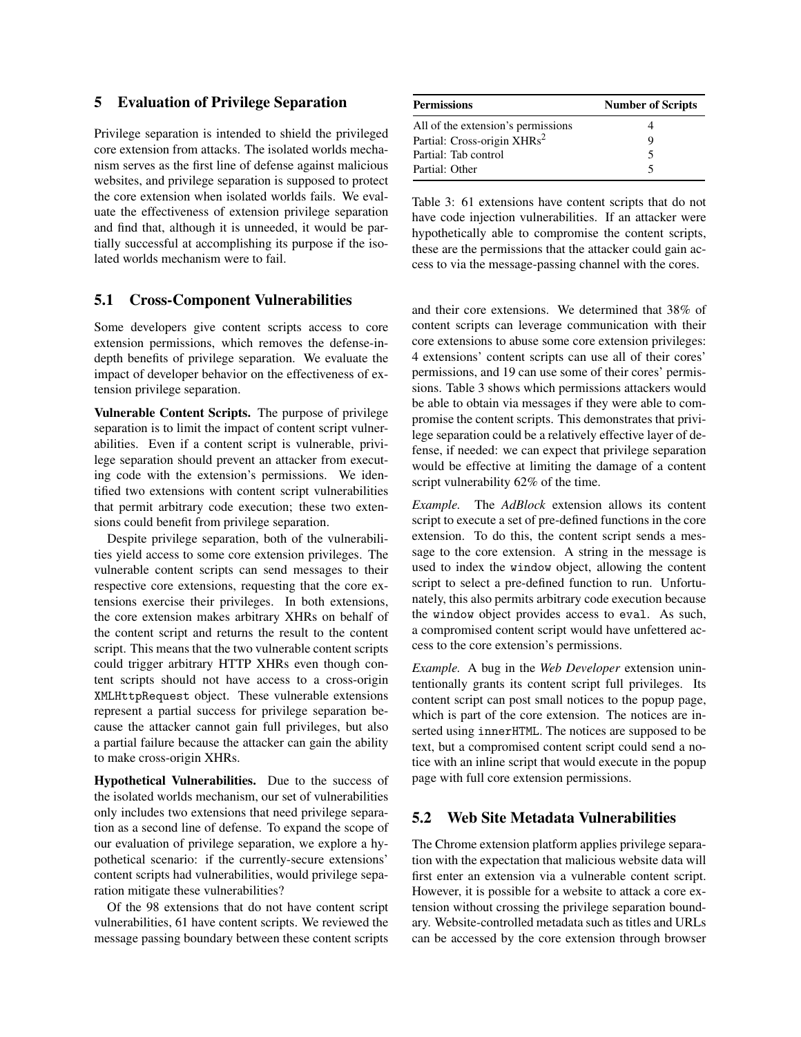## 5 Evaluation of Privilege Separation

Privilege separation is intended to shield the privileged core extension from attacks. The isolated worlds mechanism serves as the first line of defense against malicious websites, and privilege separation is supposed to protect the core extension when isolated worlds fails. We evaluate the effectiveness of extension privilege separation and find that, although it is unneeded, it would be partially successful at accomplishing its purpose if the isolated worlds mechanism were to fail.

### 5.1 Cross-Component Vulnerabilities

Some developers give content scripts access to core extension permissions, which removes the defense-in-depth benefits of privilege separation. We evaluate the impact of developer behavior on the effectiveness of extension privilege separation.

**Vulnerable Content Scripts.** The purpose of privilege separation is to limit the impact of content script vulnerabilities. Even if a content script is vulnerable, privilege separation should prevent an attacker from executing code with the extension's permissions. We identified two extensions with content script vulnerabilities that permit arbitrary code execution; these two extensions could benefit from privilege separation.

Despite privilege separation, both of the vulnerabilities yield access to some core extension privileges. The vulnerable content scripts can send messages to their respective core extensions, requesting that the core extensions exercise their privileges. In both extensions, the core extension makes arbitrary XHRs on behalf of the content script and returns the result to the content script. This means that the two vulnerable content scripts could trigger arbitrary HTTP XHRs even though content scripts should not have access to a cross-origin `XMLHttpRequest` object. These vulnerable extensions represent a partial success for privilege separation because the attacker cannot gain full privileges, but also a partial failure because the attacker can gain the ability to make cross-origin XHRs.

**Hypothetical Vulnerabilities.** Due to the success of the isolated worlds mechanism, our set of vulnerabilities only includes two extensions that need privilege separation as a second line of defense. To expand the scope of our evaluation of privilege separation, we explore a hypothetical scenario: if the currently-secure extensions' content scripts had vulnerabilities, would privilege separation mitigate these vulnerabilities?

Of the 98 extensions that do not have content script vulnerabilities, 61 have content scripts. We reviewed the message passing boundary between these content scripts and their core extensions. We determined that 38% of content scripts can leverage communication with their core extensions to abuse some core extension privileges: 4 extensions' content scripts can use all of their cores' permissions, and 19 can use some of their cores' permissions. Table 3 shows which permissions attackers would be able to obtain via messages if they were able to compromise the content scripts. This demonstrates that privilege separation could be a relatively effective layer of defense, if needed: we can expect that privilege separation would be effective at limiting the damage of a content script vulnerability 62% of the time.

| Permissions | Number of Scripts |
|---|---|
| All of the extension's permissions | 4 |
| Partial: Cross-origin XHRs[2] | 9 |
| Partial: Tab control | 5 |
| Partial: Other | 5 |

Table 3: 61 extensions have content scripts that do not have code injection vulnerabilities. If an attacker were hypothetically able to compromise the content scripts, these are the permissions that the attacker could gain access to via the message-passing channel with the cores.

*Example.* The *AdBlock* extension allows its content script to execute a set of pre-defined functions in the core extension. To do this, the content script sends a message to the core extension. A string in the message is used to index the `window` object, allowing the content script to select a pre-defined function to run. Unfortunately, this also permits arbitrary code execution because the `window` object provides access to `eval`. As such, a compromised content script would have unfettered access to the core extension's permissions.

*Example.* A bug in the *Web Developer* extension unintentionally grants its content script full privileges. Its content script can post small notices to the popup page, which is part of the core extension. The notices are inserted using `innerHTML`. The notices are supposed to be text, but a compromised content script could send a notice with an inline script that would execute in the popup page with full core extension permissions.

### 5.2 Web Site Metadata Vulnerabilities

The Chrome extension platform applies privilege separation with the expectation that malicious website data will first enter an extension via a vulnerable content script. However, it is possible for a website to attack a core extension without crossing the privilege separation boundary. Website-controlled metadata such as titles and URLs can be accessed by the core extension through browser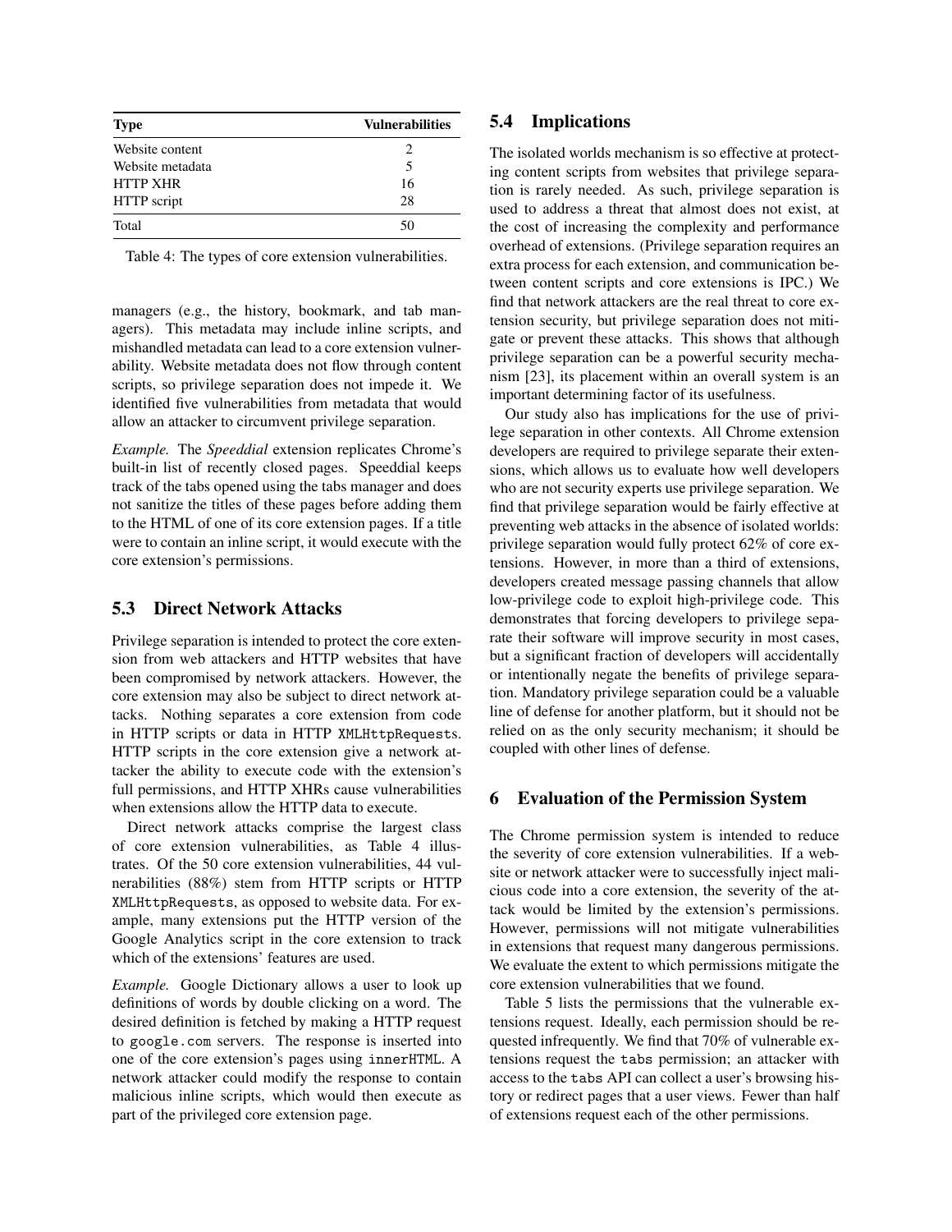| Type | Vulnerabilities |
|---|---|
| Website content | 2 |
| Website metadata | 5 |
| HTTP XHR | 16 |
| HTTP script | 28 |
| Total | 50 |

Table 4: The types of core extension vulnerabilities.

managers (e.g., the history, bookmark, and tab managers). This metadata may include inline scripts, and mishandled metadata can lead to a core extension vulnerability. Website metadata does not flow through content scripts, so privilege separation does not impede it. We identified five vulnerabilities from metadata that would allow an attacker to circumvent privilege separation.

*Example.* The *Speeddial* extension replicates Chrome's built-in list of recently closed pages. Speeddial keeps track of the tabs opened using the tabs manager and does not sanitize the titles of these pages before adding them to the HTML of one of its core extension pages. If a title were to contain an inline script, it would execute with the core extension's permissions.

### 5.3 Direct Network Attacks

Privilege separation is intended to protect the core extension from web attackers and HTTP websites that have been compromised by network attackers. However, the core extension may also be subject to direct network attacks. Nothing separates a core extension from code in HTTP scripts or data in HTTP `XMLHttpRequests`. HTTP scripts in the core extension give a network attacker the ability to execute code with the extension's full permissions, and HTTP XHRs cause vulnerabilities when extensions allow the HTTP data to execute.

Direct network attacks comprise the largest class of core extension vulnerabilities, as Table 4 illustrates. Of the 50 core extension vulnerabilities, 44 vulnerabilities (88%) stem from HTTP scripts or HTTP `XMLHttpRequests`, as opposed to website data. For example, many extensions put the HTTP version of the Google Analytics script in the core extension to track which of the extensions' features are used.

*Example.* Google Dictionary allows a user to look up definitions of words by double clicking on a word. The desired definition is fetched by making a HTTP request to `google.com` servers. The response is inserted into one of the core extension's pages using `innerHTML`. A network attacker could modify the response to contain malicious inline scripts, which would then execute as part of the privileged core extension page.

### 5.4 Implications

The isolated worlds mechanism is so effective at protecting content scripts from websites that privilege separation is rarely needed. As such, privilege separation is used to address a threat that almost does not exist, at the cost of increasing the complexity and performance overhead of extensions. (Privilege separation requires an extra process for each extension, and communication between content scripts and core extensions is IPC.) We find that network attackers are the real threat to core extension security, but privilege separation does not mitigate or prevent these attacks. This shows that although privilege separation can be a powerful security mechanism [23], its placement within an overall system is an important determining factor of its usefulness.

Our study also has implications for the use of privilege separation in other contexts. All Chrome extension developers are required to privilege separate their extensions, which allows us to evaluate how well developers who are not security experts use privilege separation. We find that privilege separation would be fairly effective at preventing web attacks in the absence of isolated worlds: privilege separation would fully protect 62% of core extensions. However, in more than a third of extensions, developers created message passing channels that allow low-privilege code to exploit high-privilege code. This demonstrates that forcing developers to privilege separate their software will improve security in most cases, but a significant fraction of developers will accidentally or intentionally negate the benefits of privilege separation. Mandatory privilege separation could be a valuable line of defense for another platform, but it should not be relied on as the only security mechanism; it should be coupled with other lines of defense.

## 6 Evaluation of the Permission System

The Chrome permission system is intended to reduce the severity of core extension vulnerabilities. If a website or network attacker were to successfully inject malicious code into a core extension, the severity of the attack would be limited by the extension's permissions. However, permissions will not mitigate vulnerabilities in extensions that request many dangerous permissions. We evaluate the extent to which permissions mitigate the core extension vulnerabilities that we found.

Table 5 lists the permissions that the vulnerable extensions request. Ideally, each permission should be requested infrequently. We find that 70% of vulnerable extensions request the `tabs` permission; an attacker with access to the `tabs` API can collect a user's browsing history or redirect pages that a user views. Fewer than half of extensions request each of the other permissions.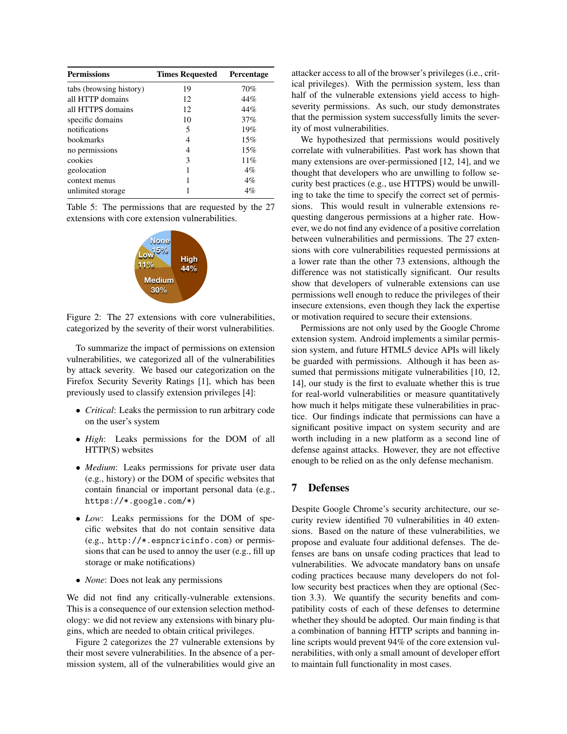| Permissions | Times Requested | Percentage |
|---|---|---|
| tabs (browsing history) | 19 | 70% |
| all HTTP domains | 12 | 44% |
| all HTTPS domains | 12 | 44% |
| specific domains | 10 | 37% |
| notifications | 5 | 19% |
| bookmarks | 4 | 15% |
| no permissions | 4 | 15% |
| cookies | 3 | 11% |
| geolocation | 1 | 4% |
| context menus | 1 | 4% |
| unlimited storage | 1 | 4% |

Table 5: The permissions that are requested by the 27 extensions with core extension vulnerabilities.

Figure 2: The 27 extensions with core vulnerabilities, categorized by the severity of their worst vulnerabilities.

To summarize the impact of permissions on extension vulnerabilities, we categorized all of the vulnerabilities by attack severity. We based our categorization on the Firefox Security Severity Ratings [1], which has been previously used to classify extension privileges [4]:

- *Critical*: Leaks the permission to run arbitrary code on the user's system
- *High*: Leaks permissions for the DOM of all HTTP(S) websites
- *Medium*: Leaks permissions for private user data (e.g., history) or the DOM of specific websites that contain financial or important personal data (e.g., `https://*.google.com/*`)
- *Low*: Leaks permissions for the DOM of specific websites that do not contain sensitive data (e.g., `http://*.espncricinfo.com`) or permissions that can be used to annoy the user (e.g., fill up storage or make notifications)
- *None*: Does not leak any permissions

We did not find any critically-vulnerable extensions. This is a consequence of our extension selection methodology: we did not review any extensions with binary plugins, which are needed to obtain critical privileges.

Figure 2 categorizes the 27 vulnerable extensions by their most severe vulnerabilities. In the absence of a permission system, all of the vulnerabilities would give an attacker access to all of the browser's privileges (i.e., critical privileges). With the permission system, less than half of the vulnerable extensions yield access to high-severity permissions. As such, our study demonstrates that the permission system successfully limits the severity of most vulnerabilities.

We hypothesized that permissions would positively correlate with vulnerabilities. Past work has shown that many extensions are over-permissioned [12, 14], and we thought that developers who are unwilling to follow security best practices (e.g., use HTTPS) would be unwilling to take the time to specify the correct set of permissions. This would result in vulnerable extensions requesting dangerous permissions at a higher rate. However, we do not find any evidence of a positive correlation between vulnerabilities and permissions. The 27 extensions with core vulnerabilities requested permissions at a lower rate than the other 73 extensions, although the difference was not statistically significant. Our results show that developers of vulnerable extensions can use permissions well enough to reduce the privileges of their insecure extensions, even though they lack the expertise or motivation required to secure their extensions.

Permissions are not only used by the Google Chrome extension system. Android implements a similar permission system, and future HTML5 device APIs will likely be guarded with permissions. Although it has been assumed that permissions mitigate vulnerabilities [10, 12, 14], our study is the first to evaluate whether this is true for real-world vulnerabilities or measure quantitatively how much it helps mitigate these vulnerabilities in practice. Our findings indicate that permissions can have a significant positive impact on system security and are worth including in a new platform as a second line of defense against attacks. However, they are not effective enough to be relied on as the only defense mechanism.

## 7 Defenses

Despite Google Chrome's security architecture, our security review identified 70 vulnerabilities in 40 extensions. Based on the nature of these vulnerabilities, we propose and evaluate four additional defenses. The defenses are bans on unsafe coding practices that lead to vulnerabilities. We advocate mandatory bans on unsafe coding practices because many developers do not follow security best practices when they are optional (Section 3.3). We quantify the security benefits and compatibility costs of each of these defenses to determine whether they should be adopted. Our main finding is that a combination of banning HTTP scripts and banning inline scripts would prevent 94% of the core extension vulnerabilities, with only a small amount of developer effort to maintain full functionality in most cases.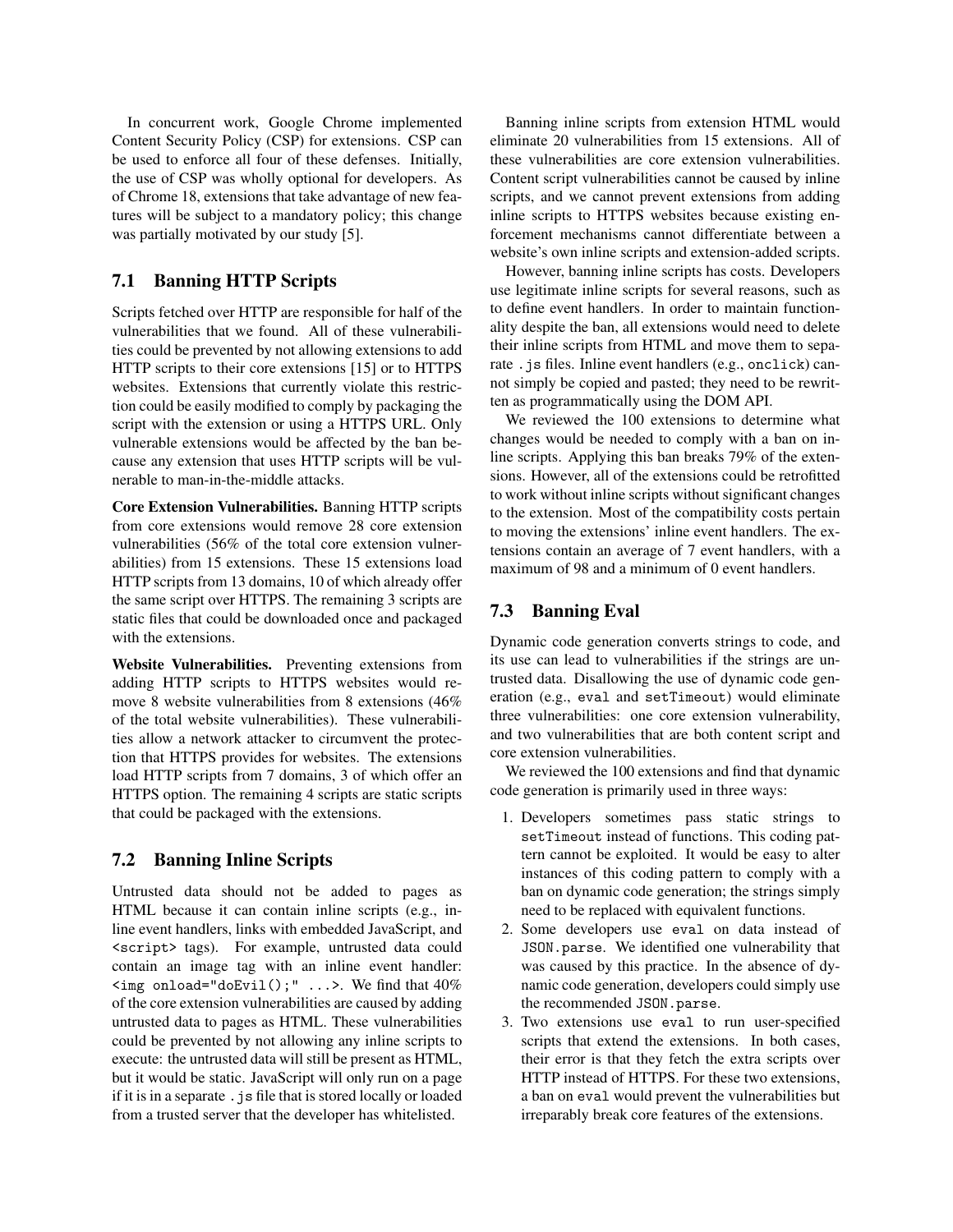In concurrent work, Google Chrome implemented Content Security Policy (CSP) for extensions. CSP can be used to enforce all four of these defenses. Initially, the use of CSP was wholly optional for developers. As of Chrome 18, extensions that take advantage of new features will be subject to a mandatory policy; this change was partially motivated by our study [5].

### 7.1 Banning HTTP Scripts

Scripts fetched over HTTP are responsible for half of the vulnerabilities that we found. All of these vulnerabilities could be prevented by not allowing extensions to add HTTP scripts to their core extensions [15] or to HTTPS websites. Extensions that currently violate this restriction could be easily modified to comply by packaging the script with the extension or using a HTTPS URL. Only vulnerable extensions would be affected by the ban because any extension that uses HTTP scripts will be vulnerable to man-in-the-middle attacks.

**Core Extension Vulnerabilities.** Banning HTTP scripts from core extensions would remove 28 core extension vulnerabilities (56% of the total core extension vulnerabilities) from 15 extensions. These 15 extensions load HTTP scripts from 13 domains, 10 of which already offer the same script over HTTPS. The remaining 3 scripts are static files that could be downloaded once and packaged with the extensions.

**Website Vulnerabilities.** Preventing extensions from adding HTTP scripts to HTTPS websites would remove 8 website vulnerabilities from 8 extensions (46% of the total website vulnerabilities). These vulnerabilities allow a network attacker to circumvent the protection that HTTPS provides for websites. The extensions load HTTP scripts from 7 domains, 3 of which offer an HTTPS option. The remaining 4 scripts are static scripts that could be packaged with the extensions.

### 7.2 Banning Inline Scripts

Untrusted data should not be added to pages as HTML because it can contain inline scripts (e.g., inline event handlers, links with embedded JavaScript, and `<script>` tags). For example, untrusted data could contain an image tag with an inline event handler: `<img onload="doEvil();" ...>`. We find that 40% of the core extension vulnerabilities are caused by adding untrusted data to pages as HTML. These vulnerabilities could be prevented by not allowing any inline scripts to execute: the untrusted data will still be present as HTML, but it would be static. JavaScript will only run on a page if it is in a separate `.js` file that is stored locally or loaded from a trusted server that the developer has whitelisted.

Banning inline scripts from extension HTML would eliminate 20 vulnerabilities from 15 extensions. All of these vulnerabilities are core extension vulnerabilities. Content script vulnerabilities cannot be caused by inline scripts, and we cannot prevent extensions from adding inline scripts to HTTPS websites because existing enforcement mechanisms cannot differentiate between a website's own inline scripts and extension-added scripts.

However, banning inline scripts has costs. Developers use legitimate inline scripts for several reasons, such as to define event handlers. In order to maintain functionality despite the ban, all extensions would need to delete their inline scripts from HTML and move them to separate `.js` files. Inline event handlers (e.g., `onclick`) cannot simply be copied and pasted; they need to be rewritten as programmatically using the DOM API.

We reviewed the 100 extensions to determine what changes would be needed to comply with a ban on inline scripts. Applying this ban breaks 79% of the extensions. However, all of the extensions could be retrofitted to work without inline scripts without significant changes to the extension. Most of the compatibility costs pertain to moving the extensions' inline event handlers. The extensions contain an average of 7 event handlers, with a maximum of 98 and a minimum of 0 event handlers.

### 7.3 Banning Eval

Dynamic code generation converts strings to code, and its use can lead to vulnerabilities if the strings are untrusted data. Disallowing the use of dynamic code generation (e.g., `eval` and `setTimeout`) would eliminate three vulnerabilities: one core extension vulnerability, and two vulnerabilities that are both content script and core extension vulnerabilities.

We reviewed the 100 extensions and find that dynamic code generation is primarily used in three ways:

1. Developers sometimes pass static strings to `setTimeout` instead of functions. This coding pattern cannot be exploited. It would be easy to alter instances of this coding pattern to comply with a ban on dynamic code generation; the strings simply need to be replaced with equivalent functions.
2. Some developers use `eval` on data instead of `JSON.parse`. We identified one vulnerability that was caused by this practice. In the absence of dynamic code generation, developers could simply use the recommended `JSON.parse`.
3. Two extensions use `eval` to run user-specified scripts that extend the extensions. In both cases, their error is that they fetch the extra scripts over HTTP instead of HTTPS. For these two extensions, a ban on `eval` would prevent the vulnerabilities but irreparably break core features of the extensions.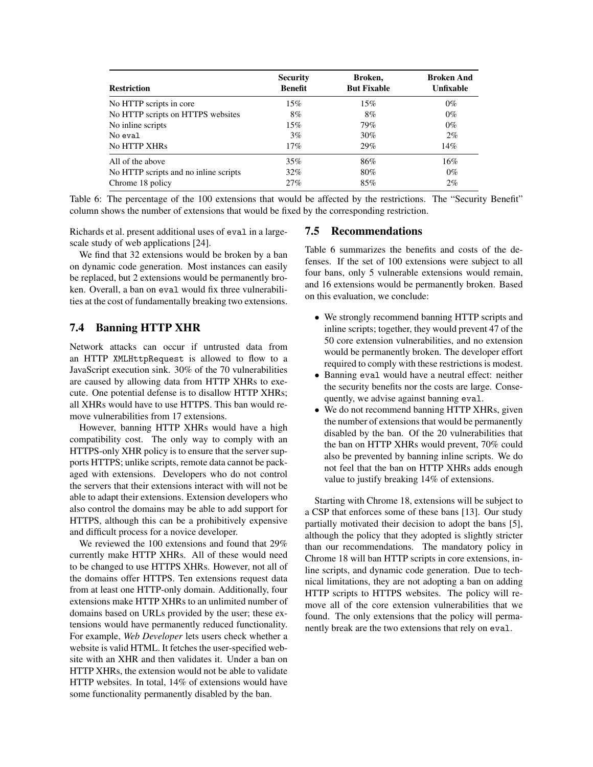| Restriction | Security Benefit | Broken, But Fixable | Broken And Unfixable |
|---|---|---|---|
| No HTTP scripts in core | 15% | 15% | 0% |
| No HTTP scripts on HTTPS websites | 8% | 8% | 0% |
| No inline scripts | 15% | 79% | 0% |
| No `eval` | 3% | 30% | 2% |
| No HTTP XHRs | 17% | 29% | 14% |
| All of the above | 35% | 86% | 16% |
| No HTTP scripts and no inline scripts | 32% | 80% | 0% |
| Chrome 18 policy | 27% | 85% | 2% |

Table 6: The percentage of the 100 extensions that would be affected by the restrictions. The "Security Benefit" column shows the number of extensions that would be fixed by the corresponding restriction.

Richards et al. present additional uses of `eval` in a large-scale study of web applications [24].

We find that 32 extensions would be broken by a ban on dynamic code generation. Most instances can easily be replaced, but 2 extensions would be permanently broken. Overall, a ban on `eval` would fix three vulnerabilities at the cost of fundamentally breaking two extensions.

## 7.4 Banning HTTP XHR

Network attacks can occur if untrusted data from an HTTP `XMLHttpRequest` is allowed to flow to a JavaScript execution sink. 30% of the 70 vulnerabilities are caused by allowing data from HTTP XHRs to execute. One potential defense is to disallow HTTP XHRs; all XHRs would have to use HTTPS. This ban would remove vulnerabilities from 17 extensions.

However, banning HTTP XHRs would have a high compatibility cost. The only way to comply with an HTTPS-only XHR policy is to ensure that the server supports HTTPS; unlike scripts, remote data cannot be packaged with extensions. Developers who do not control the servers that their extensions interact with will not be able to adapt their extensions. Extension developers who also control the domains may be able to add support for HTTPS, although this can be a prohibitively expensive and difficult process for a novice developer.

We reviewed the 100 extensions and found that 29% currently make HTTP XHRs. All of these would need to be changed to use HTTPS XHRs. However, not all of the domains offer HTTPS. Ten extensions request data from at least one HTTP-only domain. Additionally, four extensions make HTTP XHRs to an unlimited number of domains based on URLs provided by the user; these extensions would have permanently reduced functionality. For example, *Web Developer* lets users check whether a website is valid HTML. It fetches the user-specified website with an XHR and then validates it. Under a ban on HTTP XHRs, the extension would not be able to validate HTTP websites. In total, 14% of extensions would have some functionality permanently disabled by the ban.

## 7.5 Recommendations

Table 6 summarizes the benefits and costs of the defenses. If the set of 100 extensions were subject to all four bans, only 5 vulnerable extensions would remain, and 16 extensions would be permanently broken. Based on this evaluation, we conclude:

- We strongly recommend banning HTTP scripts and inline scripts; together, they would prevent 47 of the 50 core extension vulnerabilities, and no extension would be permanently broken. The developer effort required to comply with these restrictions is modest.
- Banning `eval` would have a neutral effect: neither the security benefits nor the costs are large. Consequently, we advise against banning `eval`.
- We do not recommend banning HTTP XHRs, given the number of extensions that would be permanently disabled by the ban. Of the 20 vulnerabilities that the ban on HTTP XHRs would prevent, 70% could also be prevented by banning inline scripts. We do not feel that the ban on HTTP XHRs adds enough value to justify breaking 14% of extensions.

Starting with Chrome 18, extensions will be subject to a CSP that enforces some of these bans [13]. Our study partially motivated their decision to adopt the bans [5], although the policy that they adopted is slightly stricter than our recommendations. The mandatory policy in Chrome 18 will ban HTTP scripts in core extensions, inline scripts, and dynamic code generation. Due to technical limitations, they are not adopting a ban on adding HTTP scripts to HTTPS websites. The policy will remove all of the core extension vulnerabilities that we found. The only extensions that the policy will permanently break are the two extensions that rely on `eval`.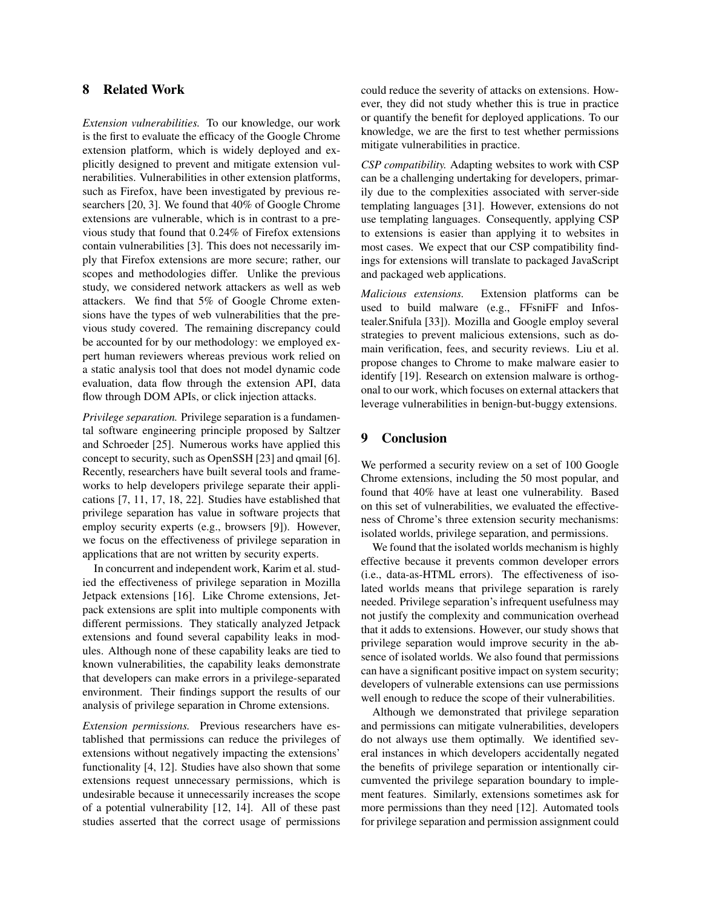## 8 Related Work

*Extension vulnerabilities.* To our knowledge, our work is the first to evaluate the efficacy of the Google Chrome extension platform, which is widely deployed and explicitly designed to prevent and mitigate extension vulnerabilities. Vulnerabilities in other extension platforms, such as Firefox, have been investigated by previous researchers [20, 3]. We found that 40% of Google Chrome extensions are vulnerable, which is in contrast to a previous study that found that 0.24% of Firefox extensions contain vulnerabilities [3]. This does not necessarily imply that Firefox extensions are more secure; rather, our scopes and methodologies differ. Unlike the previous study, we considered network attackers as well as web attackers. We find that 5% of Google Chrome extensions have the types of web vulnerabilities that the previous study covered. The remaining discrepancy could be accounted for by our methodology: we employed expert human reviewers whereas previous work relied on a static analysis tool that does not model dynamic code evaluation, data flow through the extension API, data flow through DOM APIs, or click injection attacks.

*Privilege separation.* Privilege separation is a fundamental software engineering principle proposed by Saltzer and Schroeder [25]. Numerous works have applied this concept to security, such as OpenSSH [23] and qmail [6]. Recently, researchers have built several tools and frameworks to help developers privilege separate their applications [7, 11, 17, 18, 22]. Studies have established that privilege separation has value in software projects that employ security experts (e.g., browsers [9]). However, we focus on the effectiveness of privilege separation in applications that are not written by security experts.

In concurrent and independent work, Karim et al. studied the effectiveness of privilege separation in Mozilla Jetpack extensions [16]. Like Chrome extensions, Jetpack extensions are split into multiple components with different permissions. They statically analyzed Jetpack extensions and found several capability leaks in modules. Although none of these capability leaks are tied to known vulnerabilities, the capability leaks demonstrate that developers can make errors in a privilege-separated environment. Their findings support the results of our analysis of privilege separation in Chrome extensions.

*Extension permissions.* Previous researchers have established that permissions can reduce the privileges of extensions without negatively impacting the extensions' functionality [4, 12]. Studies have also shown that some extensions request unnecessary permissions, which is undesirable because it unnecessarily increases the scope of a potential vulnerability [12, 14]. All of these past studies asserted that the correct usage of permissions could reduce the severity of attacks on extensions. However, they did not study whether this is true in practice or quantify the benefit for deployed applications. To our knowledge, we are the first to test whether permissions mitigate vulnerabilities in practice.

*CSP compatibility.* Adapting websites to work with CSP can be a challenging undertaking for developers, primarily due to the complexities associated with server-side templating languages [31]. However, extensions do not use templating languages. Consequently, applying CSP to extensions is easier than applying it to websites in most cases. We expect that our CSP compatibility findings for extensions will translate to packaged JavaScript and packaged web applications.

*Malicious extensions.* Extension platforms can be used to build malware (e.g., FFsniFF and Infostealer.Snifula [33]). Mozilla and Google employ several strategies to prevent malicious extensions, such as domain verification, fees, and security reviews. Liu et al. propose changes to Chrome to make malware easier to identify [19]. Research on extension malware is orthogonal to our work, which focuses on external attackers that leverage vulnerabilities in benign-but-buggy extensions.

## 9 Conclusion

We performed a security review on a set of 100 Google Chrome extensions, including the 50 most popular, and found that 40% have at least one vulnerability. Based on this set of vulnerabilities, we evaluated the effectiveness of Chrome's three extension security mechanisms: isolated worlds, privilege separation, and permissions.

We found that the isolated worlds mechanism is highly effective because it prevents common developer errors (i.e., data-as-HTML errors). The effectiveness of isolated worlds means that privilege separation is rarely needed. Privilege separation's infrequent usefulness may not justify the complexity and communication overhead that it adds to extensions. However, our study shows that privilege separation would improve security in the absence of isolated worlds. We also found that permissions can have a significant positive impact on system security; developers of vulnerable extensions can use permissions well enough to reduce the scope of their vulnerabilities.

Although we demonstrated that privilege separation and permissions can mitigate vulnerabilities, developers do not always use them optimally. We identified several instances in which developers accidentally negated the benefits of privilege separation or intentionally circumvented the privilege separation boundary to implement features. Similarly, extensions sometimes ask for more permissions than they need [12]. Automated tools for privilege separation and permission assignment could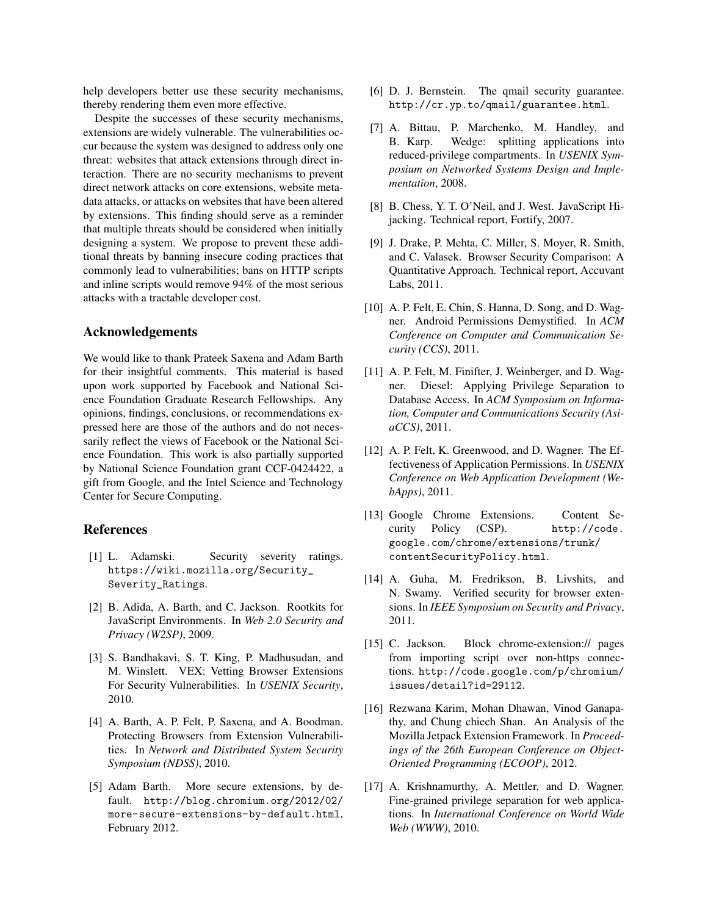help developers better use these security mechanisms, thereby rendering them even more effective.

Despite the successes of these security mechanisms, extensions are widely vulnerable. The vulnerabilities occur because the system was designed to address only one threat: websites that attack extensions through direct interaction. There are no security mechanisms to prevent direct network attacks on core extensions, website metadata attacks, or attacks on websites that have been altered by extensions. This finding should serve as a reminder that multiple threats should be considered when initially designing a system. We propose to prevent these additional threats by banning insecure coding practices that commonly lead to vulnerabilities; bans on HTTP scripts and inline scripts would remove 94% of the most serious attacks with a tractable developer cost.

## Acknowledgements

We would like to thank Prateek Saxena and Adam Barth for their insightful comments. This material is based upon work supported by Facebook and National Science Foundation Graduate Research Fellowships. Any opinions, findings, conclusions, or recommendations expressed here are those of the authors and do not necessarily reflect the views of Facebook or the National Science Foundation. This work is also partially supported by National Science Foundation grant CCF-0424422, a gift from Google, and the Intel Science and Technology Center for Secure Computing.

## References

[1] L. Adamski. Security severity ratings. https://wiki.mozilla.org/Security_Severity_Ratings.

[2] B. Adida, A. Barth, and C. Jackson. Rootkits for JavaScript Environments. In *Web 2.0 Security and Privacy (W2SP)*, 2009.

[3] S. Bandhakavi, S. T. King, P. Madhusudan, and M. Winslett. VEX: Vetting Browser Extensions For Security Vulnerabilities. In *USENIX Security*, 2010.

[4] A. Barth, A. P. Felt, P. Saxena, and A. Boodman. Protecting Browsers from Extension Vulnerabilities. In *Network and Distributed System Security Symposium (NDSS)*, 2010.

[5] Adam Barth. More secure extensions, by default. http://blog.chromium.org/2012/02/more-secure-extensions-by-default.html, February 2012.

[6] D. J. Bernstein. The qmail security guarantee. http://cr.yp.to/qmail/guarantee.html.

[7] A. Bittau, P. Marchenko, M. Handley, and B. Karp. Wedge: splitting applications into reduced-privilege compartments. In *USENIX Symposium on Networked Systems Design and Implementation*, 2008.

[8] B. Chess, Y. T. O'Neil, and J. West. JavaScript Hijacking. Technical report, Fortify, 2007.

[9] J. Drake, P. Mehta, C. Miller, S. Moyer, R. Smith, and C. Valasek. Browser Security Comparison: A Quantitative Approach. Technical report, Accuvant Labs, 2011.

[10] A. P. Felt, E. Chin, S. Hanna, D. Song, and D. Wagner. Android Permissions Demystified. In *ACM Conference on Computer and Communication Security (CCS)*, 2011.

[11] A. P. Felt, M. Finifter, J. Weinberger, and D. Wagner. Diesel: Applying Privilege Separation to Database Access. In *ACM Symposium on Information, Computer and Communications Security (AsiaCCS)*, 2011.

[12] A. P. Felt, K. Greenwood, and D. Wagner. The Effectiveness of Application Permissions. In *USENIX Conference on Web Application Development (WebApps)*, 2011.

[13] Google Chrome Extensions. Content Security Policy (CSP). http://code.google.com/chrome/extensions/trunk/contentSecurityPolicy.html.

[14] A. Guha, M. Fredrikson, B. Livshits, and N. Swamy. Verified security for browser extensions. In *IEEE Symposium on Security and Privacy*, 2011.

[15] C. Jackson. Block chrome-extension:// pages from importing script over non-https connections. http://code.google.com/p/chromium/issues/detail?id=29112.

[16] Rezwana Karim, Mohan Dhawan, Vinod Ganapathy, and Chung chiech Shan. An Analysis of the Mozilla Jetpack Extension Framework. In *Proceedings of the 26th European Conference on Object-Oriented Programming (ECOOP)*, 2012.

[17] A. Krishnamurthy, A. Mettler, and D. Wagner. Fine-grained privilege separation for web applications. In *International Conference on World Wide Web (WWW)*, 2010.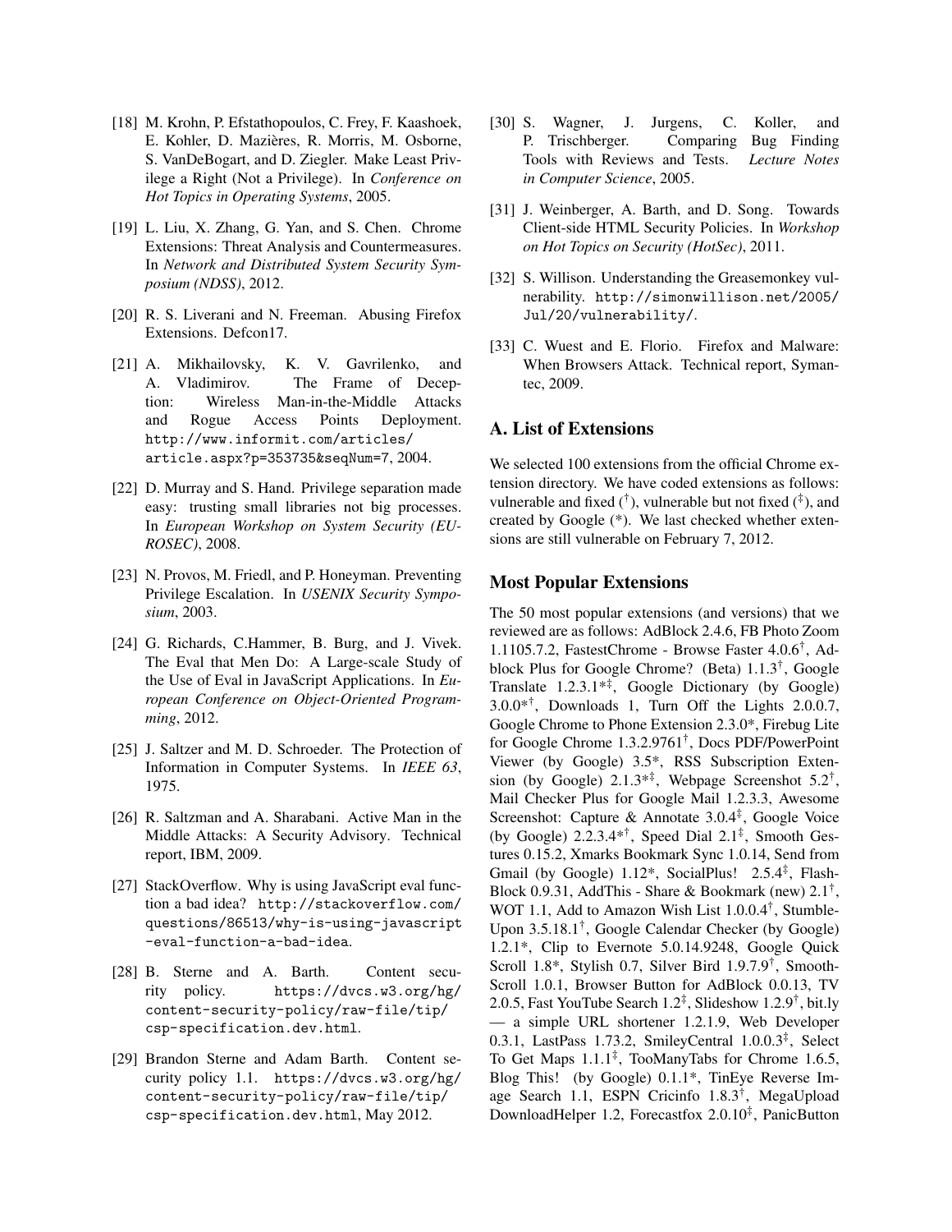[18] M. Krohn, P. Efstathopoulos, C. Frey, F. Kaashoek, E. Kohler, D. Mazières, R. Morris, M. Osborne, S. VanDeBogart, and D. Ziegler. Make Least Privilege a Right (Not a Privilege). In *Conference on Hot Topics in Operating Systems*, 2005.

[19] L. Liu, X. Zhang, G. Yan, and S. Chen. Chrome Extensions: Threat Analysis and Countermeasures. In *Network and Distributed System Security Symposium (NDSS)*, 2012.

[20] R. S. Liverani and N. Freeman. Abusing Firefox Extensions. Defcon17.

[21] A. Mikhailovsky, K. V. Gavrilenko, and A. Vladimirov. The Frame of Deception: Wireless Man-in-the-Middle Attacks and Rogue Access Points Deployment. http://www.informit.com/articles/article.aspx?p=353735&seqNum=7, 2004.

[22] D. Murray and S. Hand. Privilege separation made easy: trusting small libraries not big processes. In *European Workshop on System Security (EUROSEC)*, 2008.

[23] N. Provos, M. Friedl, and P. Honeyman. Preventing Privilege Escalation. In *USENIX Security Symposium*, 2003.

[24] G. Richards, C.Hammer, B. Burg, and J. Vivek. The Eval that Men Do: A Large-scale Study of the Use of Eval in JavaScript Applications. In *European Conference on Object-Oriented Programming*, 2012.

[25] J. Saltzer and M. D. Schroeder. The Protection of Information in Computer Systems. In *IEEE 63*, 1975.

[26] R. Saltzman and A. Sharabani. Active Man in the Middle Attacks: A Security Advisory. Technical report, IBM, 2009.

[27] StackOverflow. Why is using JavaScript eval function a bad idea? http://stackoverflow.com/questions/86513/why-is-using-javascript-eval-function-a-bad-idea.

[28] B. Sterne and A. Barth. Content security policy. https://dvcs.w3.org/hg/content-security-policy/raw-file/tip/csp-specification.dev.html.

[29] Brandon Sterne and Adam Barth. Content security policy 1.1. https://dvcs.w3.org/hg/content-security-policy/raw-file/tip/csp-specification.dev.html, May 2012.

[30] S. Wagner, J. Jurgens, C. Koller, and P. Trischberger. Comparing Bug Finding Tools with Reviews and Tests. *Lecture Notes in Computer Science*, 2005.

[31] J. Weinberger, A. Barth, and D. Song. Towards Client-side HTML Security Policies. In *Workshop on Hot Topics on Security (HotSec)*, 2011.

[32] S. Willison. Understanding the Greasemonkey vulnerability. http://simonwillison.net/2005/Jul/20/vulnerability/.

[33] C. Wuest and E. Florio. Firefox and Malware: When Browsers Attack. Technical report, Symantec, 2009.

## A. List of Extensions

We selected 100 extensions from the official Chrome extension directory. We have coded extensions as follows: vulnerable and fixed (†), vulnerable but not fixed (‡), and created by Google (*). We last checked whether extensions are still vulnerable on February 7, 2012.

### Most Popular Extensions

The 50 most popular extensions (and versions) that we reviewed are as follows: AdBlock 2.4.6, FB Photo Zoom 1.1105.7.2, FastestChrome - Browse Faster 4.0.6†, Adblock Plus for Google Chrome? (Beta) 1.1.3†, Google Translate 1.2.3.1*‡, Google Dictionary (by Google) 3.0.0*†, Downloads 1, Turn Off the Lights 2.0.0.7, Google Chrome to Phone Extension 2.3.0*, Firebug Lite for Google Chrome 1.3.2.9761†, Docs PDF/PowerPoint Viewer (by Google) 3.5*, RSS Subscription Extension (by Google) 2.1.3*‡, Webpage Screenshot 5.2†, Mail Checker Plus for Google Mail 1.2.3.3, Awesome Screenshot: Capture & Annotate 3.0.4‡, Google Voice (by Google) 2.2.3.4*†, Speed Dial 2.1‡, Smooth Gestures 0.15.2, Xmarks Bookmark Sync 1.0.14, Send from Gmail (by Google) 1.12*, SocialPlus! 2.5.4‡, FlashBlock 0.9.31, AddThis - Share & Bookmark (new) 2.1†, WOT 1.1, Add to Amazon Wish List 1.0.0.4†, StumbleUpon 3.5.18.1†, Google Calendar Checker (by Google) 1.2.1*, Clip to Evernote 5.0.14.9248, Google Quick Scroll 1.8*, Stylish 0.7, Silver Bird 1.9.7.9†, SmoothScroll 1.0.1, Browser Button for AdBlock 0.0.13, TV 2.0.5, Fast YouTube Search 1.2‡, Slideshow 1.2.9†, bit.ly — a simple URL shortener 1.2.1.9, Web Developer 0.3.1, LastPass 1.73.2, SmileyCentral 1.0.0.3‡, Select To Get Maps 1.1.1‡, TooManyTabs for Chrome 1.6.5, Blog This! (by Google) 0.1.1*, TinEye Reverse Image Search 1.1, ESPN Cricinfo 1.8.3†, MegaUpload DownloadHelper 1.2, Forecastfox 2.0.10‡, PanicButton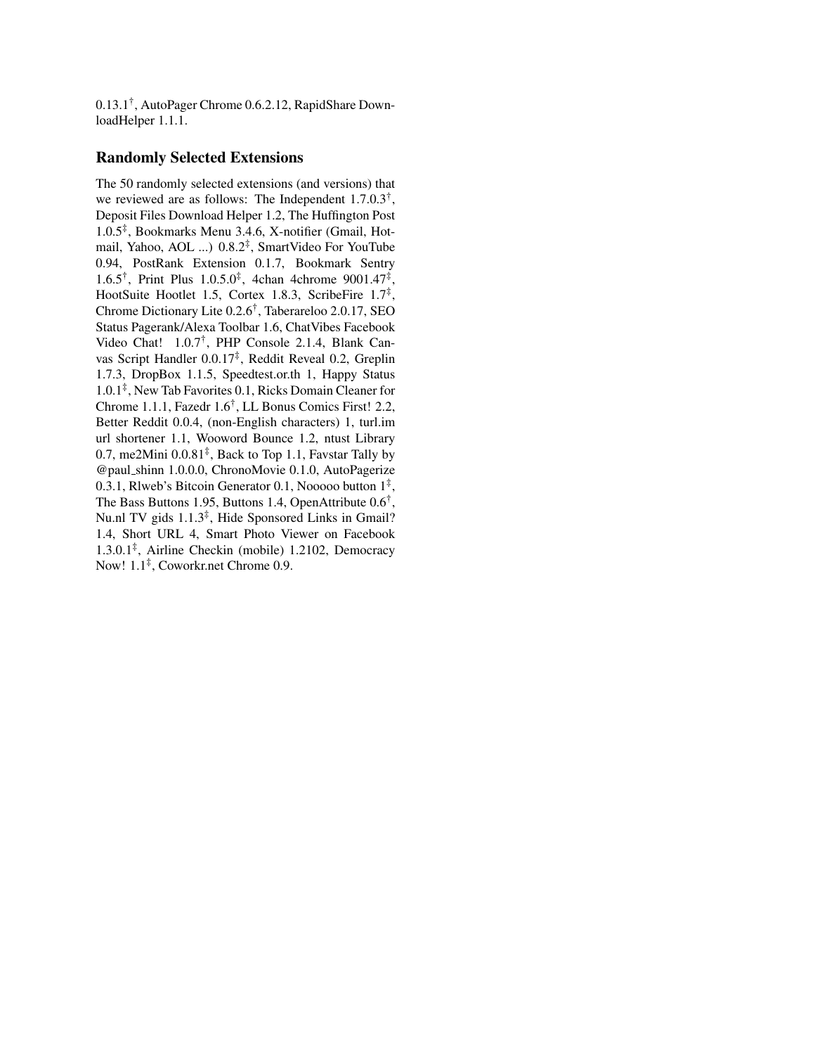0.13.1†, AutoPager Chrome 0.6.2.12, RapidShare DownloadHelper 1.1.1.

## Randomly Selected Extensions

The 50 randomly selected extensions (and versions) that we reviewed are as follows: The Independent 1.7.0.3†, Deposit Files Download Helper 1.2, The Huffington Post 1.0.5‡, Bookmarks Menu 3.4.6, X-notifier (Gmail, Hotmail, Yahoo, AOL ...) 0.8.2‡, SmartVideo For YouTube 0.94, PostRank Extension 0.1.7, Bookmark Sentry 1.6.5†, Print Plus 1.0.5.0‡, 4chan 4chrome 9001.47‡, HootSuite Hootlet 1.5, Cortex 1.8.3, ScribeFire 1.7‡, Chrome Dictionary Lite 0.2.6†, Taberareloo 2.0.17, SEO Status Pagerank/Alexa Toolbar 1.6, ChatVibes Facebook Video Chat! 1.0.7†, PHP Console 2.1.4, Blank Canvas Script Handler 0.0.17‡, Reddit Reveal 0.2, Greplin 1.7.3, DropBox 1.1.5, Speedtest.or.th 1, Happy Status 1.0.1‡, New Tab Favorites 0.1, Ricks Domain Cleaner for Chrome 1.1.1, Fazedr 1.6†, LL Bonus Comics First! 2.2, Better Reddit 0.0.4, (non-English characters) 1, turl.im url shortener 1.1, Wooword Bounce 1.2, ntust Library 0.7, me2Mini 0.0.81‡, Back to Top 1.1, Favstar Tally by @paul_shinn 1.0.0.0, ChronoMovie 0.1.0, AutoPagerize 0.3.1, Rlweb's Bitcoin Generator 0.1, Nooooo button 1‡, The Bass Buttons 1.95, Buttons 1.4, OpenAttribute 0.6†, Nu.nl TV gids 1.1.3‡, Hide Sponsored Links in Gmail? 1.4, Short URL 4, Smart Photo Viewer on Facebook 1.3.0.1‡, Airline Checkin (mobile) 1.2102, Democracy Now! 1.1‡, Coworkr.net Chrome 0.9.